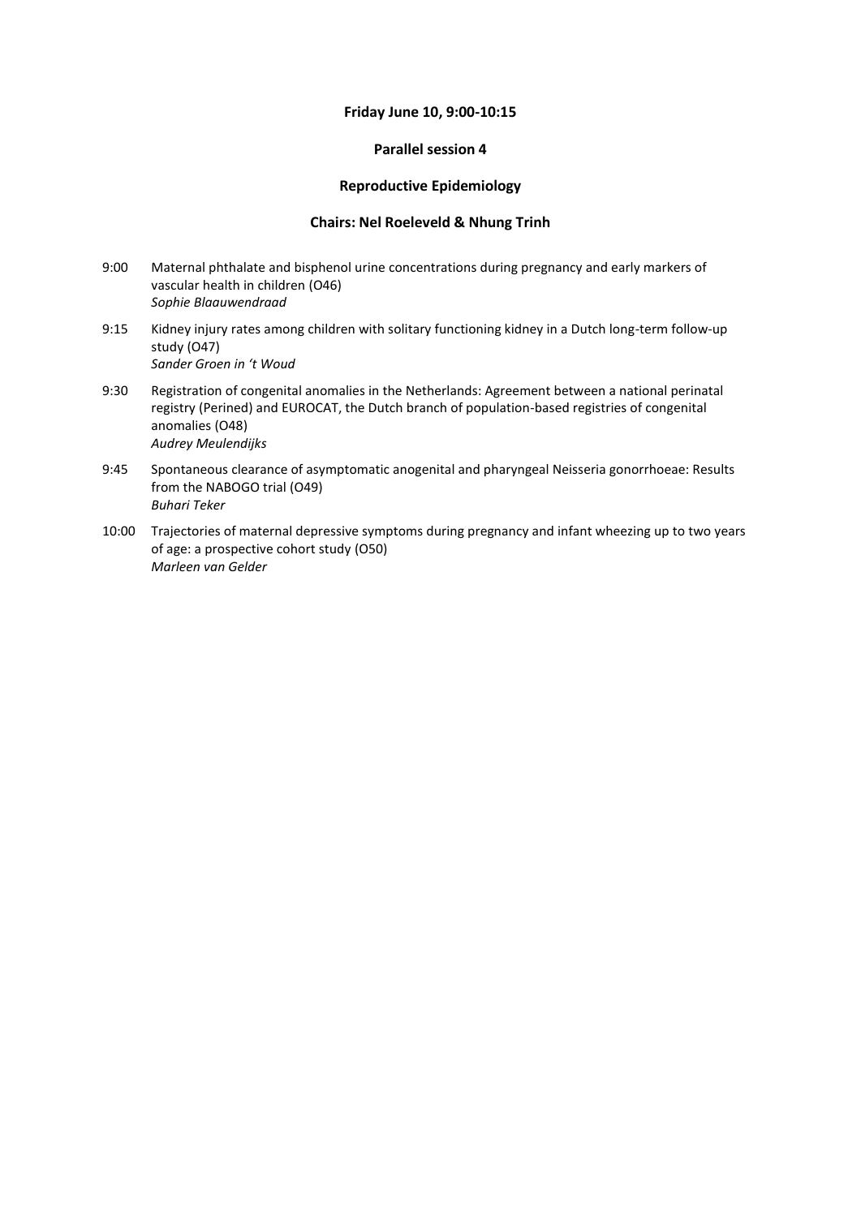**Friday June 10, 9:00-10:15**

**Parallel session 4**

**Reproductive Epidemiology**

**Chairs: Nel Roeleveld & Nhung Trinh**

9:00 Maternal phthalate and bisphenol urine concentrations during pregnancy and early markers of vascular health in children (O46)
*Sophie Blaauwendraad*

9:15 Kidney injury rates among children with solitary functioning kidney in a Dutch long-term follow-up study (O47)
*Sander Groen in 't Woud*

9:30 Registration of congenital anomalies in the Netherlands: Agreement between a national perinatal registry (Perined) and EUROCAT, the Dutch branch of population-based registries of congenital anomalies (O48)
*Audrey Meulendijks*

9:45 Spontaneous clearance of asymptomatic anogenital and pharyngeal Neisseria gonorrhoeae: Results from the NABOGO trial (O49)
*Buhari Teker*

10:00 Trajectories of maternal depressive symptoms during pregnancy and infant wheezing up to two years of age: a prospective cohort study (O50)
*Marleen van Gelder*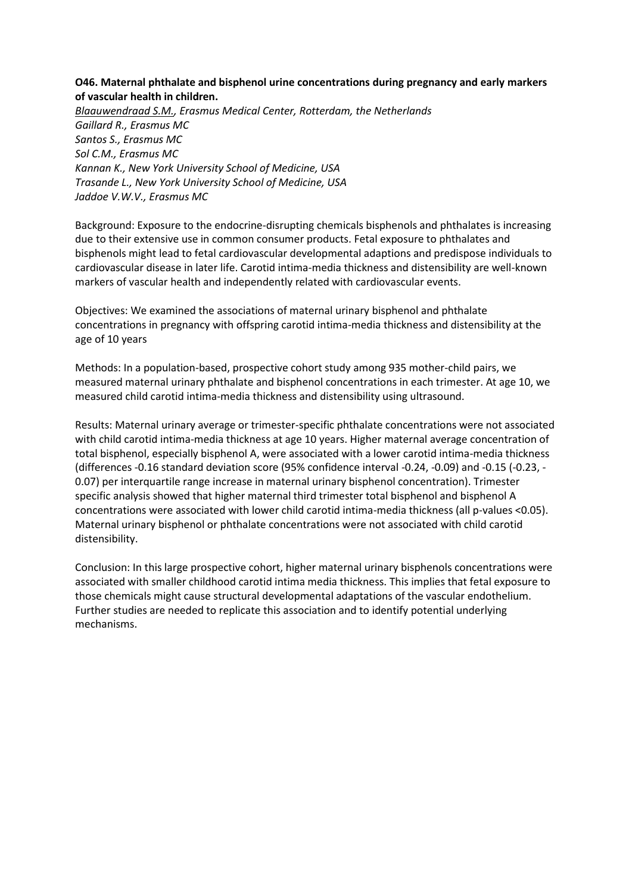**O46. Maternal phthalate and bisphenol urine concentrations during pregnancy and early markers of vascular health in children.**

*<u>Blaauwendraad S.M.</u>, Erasmus Medical Center, Rotterdam, the Netherlands*
*Gaillard R., Erasmus MC*
*Santos S., Erasmus MC*
*Sol C.M., Erasmus MC*
*Kannan K., New York University School of Medicine, USA*
*Trasande L., New York University School of Medicine, USA*
*Jaddoe V.W.V., Erasmus MC*

Background: Exposure to the endocrine-disrupting chemicals bisphenols and phthalates is increasing due to their extensive use in common consumer products. Fetal exposure to phthalates and bisphenols might lead to fetal cardiovascular developmental adaptions and predispose individuals to cardiovascular disease in later life. Carotid intima-media thickness and distensibility are well-known markers of vascular health and independently related with cardiovascular events.

Objectives: We examined the associations of maternal urinary bisphenol and phthalate concentrations in pregnancy with offspring carotid intima-media thickness and distensibility at the age of 10 years

Methods: In a population-based, prospective cohort study among 935 mother-child pairs, we measured maternal urinary phthalate and bisphenol concentrations in each trimester. At age 10, we measured child carotid intima-media thickness and distensibility using ultrasound.

Results: Maternal urinary average or trimester-specific phthalate concentrations were not associated with child carotid intima-media thickness at age 10 years. Higher maternal average concentration of total bisphenol, especially bisphenol A, were associated with a lower carotid intima-media thickness (differences -0.16 standard deviation score (95% confidence interval -0.24, -0.09) and -0.15 (-0.23, -0.07) per interquartile range increase in maternal urinary bisphenol concentration). Trimester specific analysis showed that higher maternal third trimester total bisphenol and bisphenol A concentrations were associated with lower child carotid intima-media thickness (all p-values $<0.05$). Maternal urinary bisphenol or phthalate concentrations were not associated with child carotid distensibility.

Conclusion: In this large prospective cohort, higher maternal urinary bisphenols concentrations were associated with smaller childhood carotid intima media thickness. This implies that fetal exposure to those chemicals might cause structural developmental adaptations of the vascular endothelium. Further studies are needed to replicate this association and to identify potential underlying mechanisms.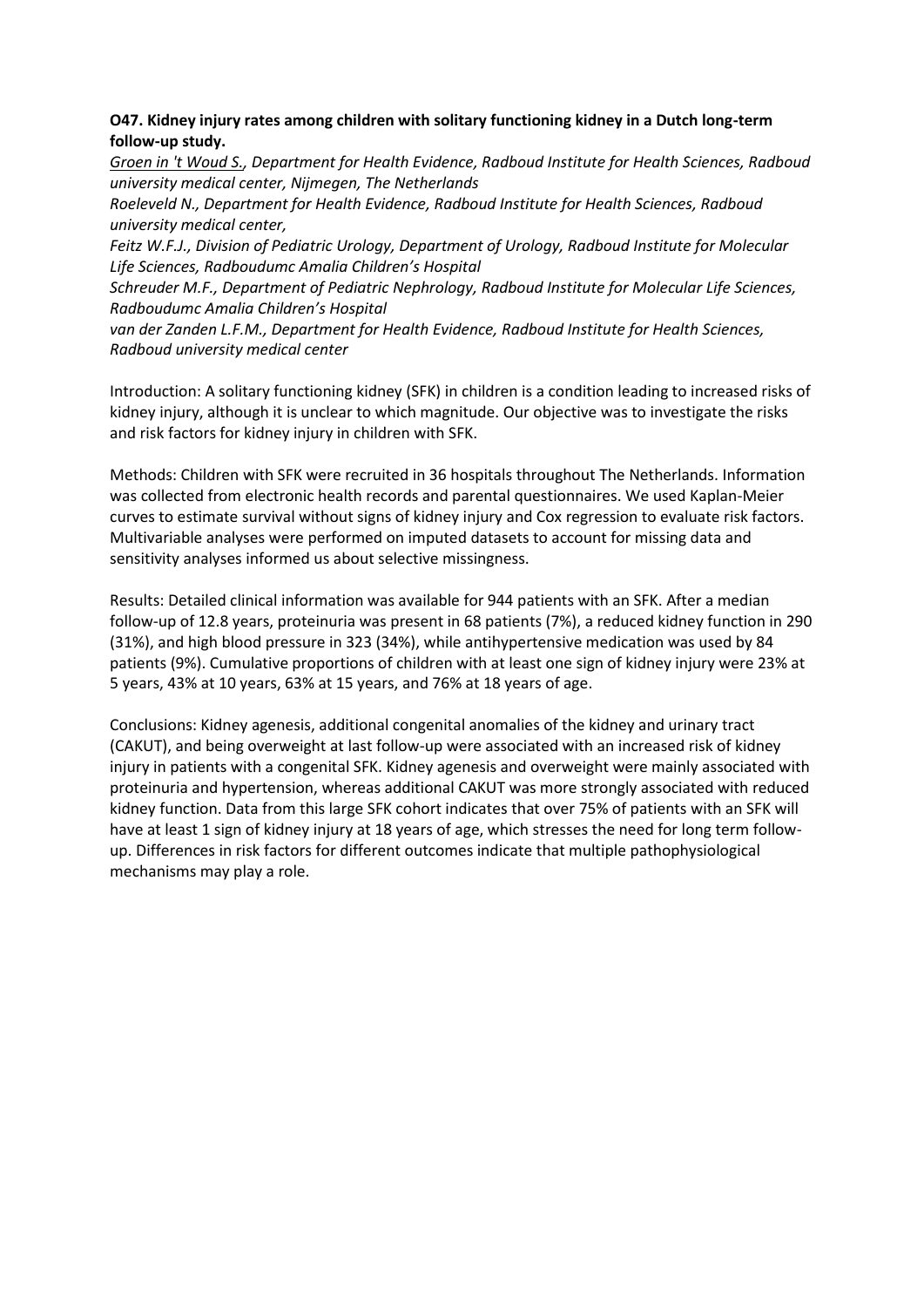**O47. Kidney injury rates among children with solitary functioning kidney in a Dutch long-term follow-up study.**

*<u>Groen in 't Woud S.</u>, Department for Health Evidence, Radboud Institute for Health Sciences, Radboud university medical center, Nijmegen, The Netherlands*

*Roeleveld N., Department for Health Evidence, Radboud Institute for Health Sciences, Radboud university medical center,*

*Feitz W.F.J., Division of Pediatric Urology, Department of Urology, Radboud Institute for Molecular Life Sciences, Radboudumc Amalia Children's Hospital*

*Schreuder M.F., Department of Pediatric Nephrology, Radboud Institute for Molecular Life Sciences, Radboudumc Amalia Children's Hospital*

*van der Zanden L.F.M., Department for Health Evidence, Radboud Institute for Health Sciences, Radboud university medical center*

Introduction: A solitary functioning kidney (SFK) in children is a condition leading to increased risks of kidney injury, although it is unclear to which magnitude. Our objective was to investigate the risks and risk factors for kidney injury in children with SFK.

Methods: Children with SFK were recruited in 36 hospitals throughout The Netherlands. Information was collected from electronic health records and parental questionnaires. We used Kaplan-Meier curves to estimate survival without signs of kidney injury and Cox regression to evaluate risk factors. Multivariable analyses were performed on imputed datasets to account for missing data and sensitivity analyses informed us about selective missingness.

Results: Detailed clinical information was available for 944 patients with an SFK. After a median follow-up of 12.8 years, proteinuria was present in 68 patients (7%), a reduced kidney function in 290 (31%), and high blood pressure in 323 (34%), while antihypertensive medication was used by 84 patients (9%). Cumulative proportions of children with at least one sign of kidney injury were 23% at 5 years, 43% at 10 years, 63% at 15 years, and 76% at 18 years of age.

Conclusions: Kidney agenesis, additional congenital anomalies of the kidney and urinary tract (CAKUT), and being overweight at last follow-up were associated with an increased risk of kidney injury in patients with a congenital SFK. Kidney agenesis and overweight were mainly associated with proteinuria and hypertension, whereas additional CAKUT was more strongly associated with reduced kidney function. Data from this large SFK cohort indicates that over 75% of patients with an SFK will have at least 1 sign of kidney injury at 18 years of age, which stresses the need for long term follow-up. Differences in risk factors for different outcomes indicate that multiple pathophysiological mechanisms may play a role.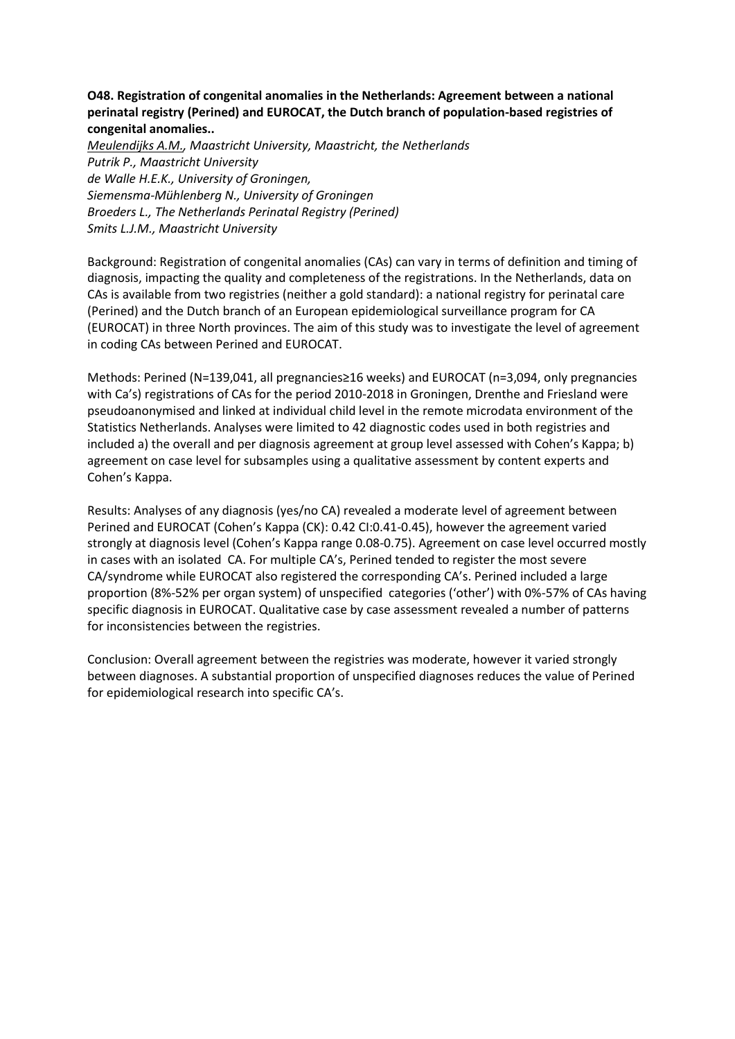**O48. Registration of congenital anomalies in the Netherlands: Agreement between a national perinatal registry (Perined) and EUROCAT, the Dutch branch of population-based registries of congenital anomalies..**

*Meulendijks A.M., Maastricht University, Maastricht, the Netherlands*
*Putrik P., Maastricht University*
*de Walle H.E.K., University of Groningen,*
*Siemensma-Mühlenberg N., University of Groningen*
*Broeders L., The Netherlands Perinatal Registry (Perined)*
*Smits L.J.M., Maastricht University*

Background: Registration of congenital anomalies (CAs) can vary in terms of definition and timing of diagnosis, impacting the quality and completeness of the registrations. In the Netherlands, data on CAs is available from two registries (neither a gold standard): a national registry for perinatal care (Perined) and the Dutch branch of an European epidemiological surveillance program for CA (EUROCAT) in three North provinces. The aim of this study was to investigate the level of agreement in coding CAs between Perined and EUROCAT.

Methods: Perined (N=139,041, all pregnancies≥16 weeks) and EUROCAT (n=3,094, only pregnancies with Ca's) registrations of CAs for the period 2010-2018 in Groningen, Drenthe and Friesland were pseudoanonymised and linked at individual child level in the remote microdata environment of the Statistics Netherlands. Analyses were limited to 42 diagnostic codes used in both registries and included a) the overall and per diagnosis agreement at group level assessed with Cohen's Kappa; b) agreement on case level for subsamples using a qualitative assessment by content experts and Cohen's Kappa.

Results: Analyses of any diagnosis (yes/no CA) revealed a moderate level of agreement between Perined and EUROCAT (Cohen's Kappa (CK): 0.42 CI:0.41-0.45), however the agreement varied strongly at diagnosis level (Cohen's Kappa range 0.08-0.75). Agreement on case level occurred mostly in cases with an isolated CA. For multiple CA's, Perined tended to register the most severe CA/syndrome while EUROCAT also registered the corresponding CA's. Perined included a large proportion (8%-52% per organ system) of unspecified categories ('other') with 0%-57% of CAs having specific diagnosis in EUROCAT. Qualitative case by case assessment revealed a number of patterns for inconsistencies between the registries.

Conclusion: Overall agreement between the registries was moderate, however it varied strongly between diagnoses. A substantial proportion of unspecified diagnoses reduces the value of Perined for epidemiological research into specific CA's.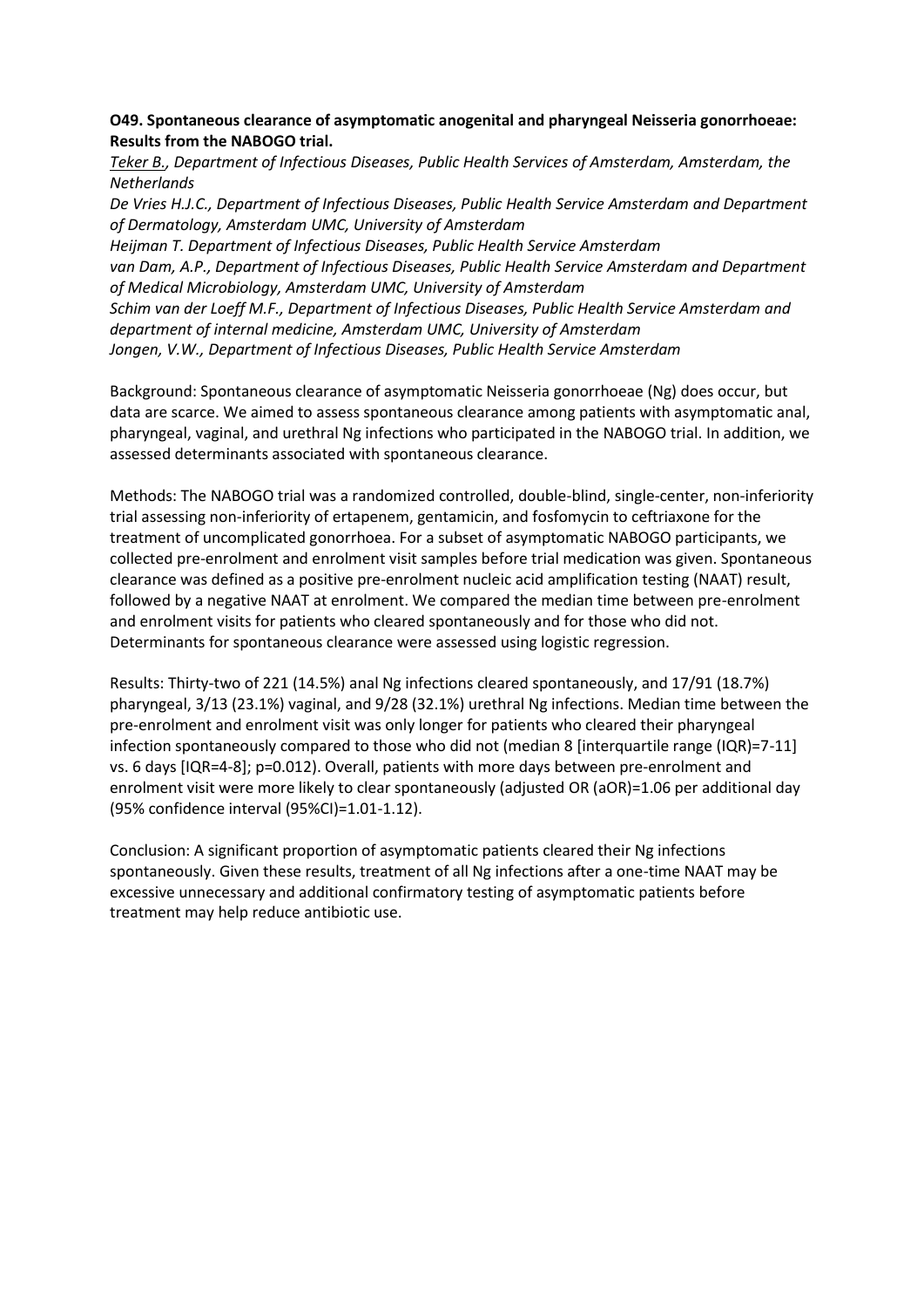**O49. Spontaneous clearance of asymptomatic anogenital and pharyngeal Neisseria gonorrhoeae: Results from the NABOGO trial.**

*Teker B., Department of Infectious Diseases, Public Health Services of Amsterdam, Amsterdam, the Netherlands*
*De Vries H.J.C., Department of Infectious Diseases, Public Health Service Amsterdam and Department of Dermatology, Amsterdam UMC, University of Amsterdam*
*Heijman T. Department of Infectious Diseases, Public Health Service Amsterdam*
*van Dam, A.P., Department of Infectious Diseases, Public Health Service Amsterdam and Department of Medical Microbiology, Amsterdam UMC, University of Amsterdam*
*Schim van der Loeff M.F., Department of Infectious Diseases, Public Health Service Amsterdam and department of internal medicine, Amsterdam UMC, University of Amsterdam*
*Jongen, V.W., Department of Infectious Diseases, Public Health Service Amsterdam*

Background: Spontaneous clearance of asymptomatic Neisseria gonorrhoeae (Ng) does occur, but data are scarce. We aimed to assess spontaneous clearance among patients with asymptomatic anal, pharyngeal, vaginal, and urethral Ng infections who participated in the NABOGO trial. In addition, we assessed determinants associated with spontaneous clearance.

Methods: The NABOGO trial was a randomized controlled, double-blind, single-center, non-inferiority trial assessing non-inferiority of ertapenem, gentamicin, and fosfomycin to ceftriaxone for the treatment of uncomplicated gonorrhoea. For a subset of asymptomatic NABOGO participants, we collected pre-enrolment and enrolment visit samples before trial medication was given. Spontaneous clearance was defined as a positive pre-enrolment nucleic acid amplification testing (NAAT) result, followed by a negative NAAT at enrolment. We compared the median time between pre-enrolment and enrolment visits for patients who cleared spontaneously and for those who did not. Determinants for spontaneous clearance were assessed using logistic regression.

Results: Thirty-two of 221 (14.5%) anal Ng infections cleared spontaneously, and 17/91 (18.7%) pharyngeal, 3/13 (23.1%) vaginal, and 9/28 (32.1%) urethral Ng infections. Median time between the pre-enrolment and enrolment visit was only longer for patients who cleared their pharyngeal infection spontaneously compared to those who did not (median 8 [interquartile range (IQR)=7-11] vs. 6 days [IQR=4-8]; p=0.012). Overall, patients with more days between pre-enrolment and enrolment visit were more likely to clear spontaneously (adjusted OR (aOR)=1.06 per additional day (95% confidence interval (95%CI)=1.01-1.12).

Conclusion: A significant proportion of asymptomatic patients cleared their Ng infections spontaneously. Given these results, treatment of all Ng infections after a one-time NAAT may be excessive unnecessary and additional confirmatory testing of asymptomatic patients before treatment may help reduce antibiotic use.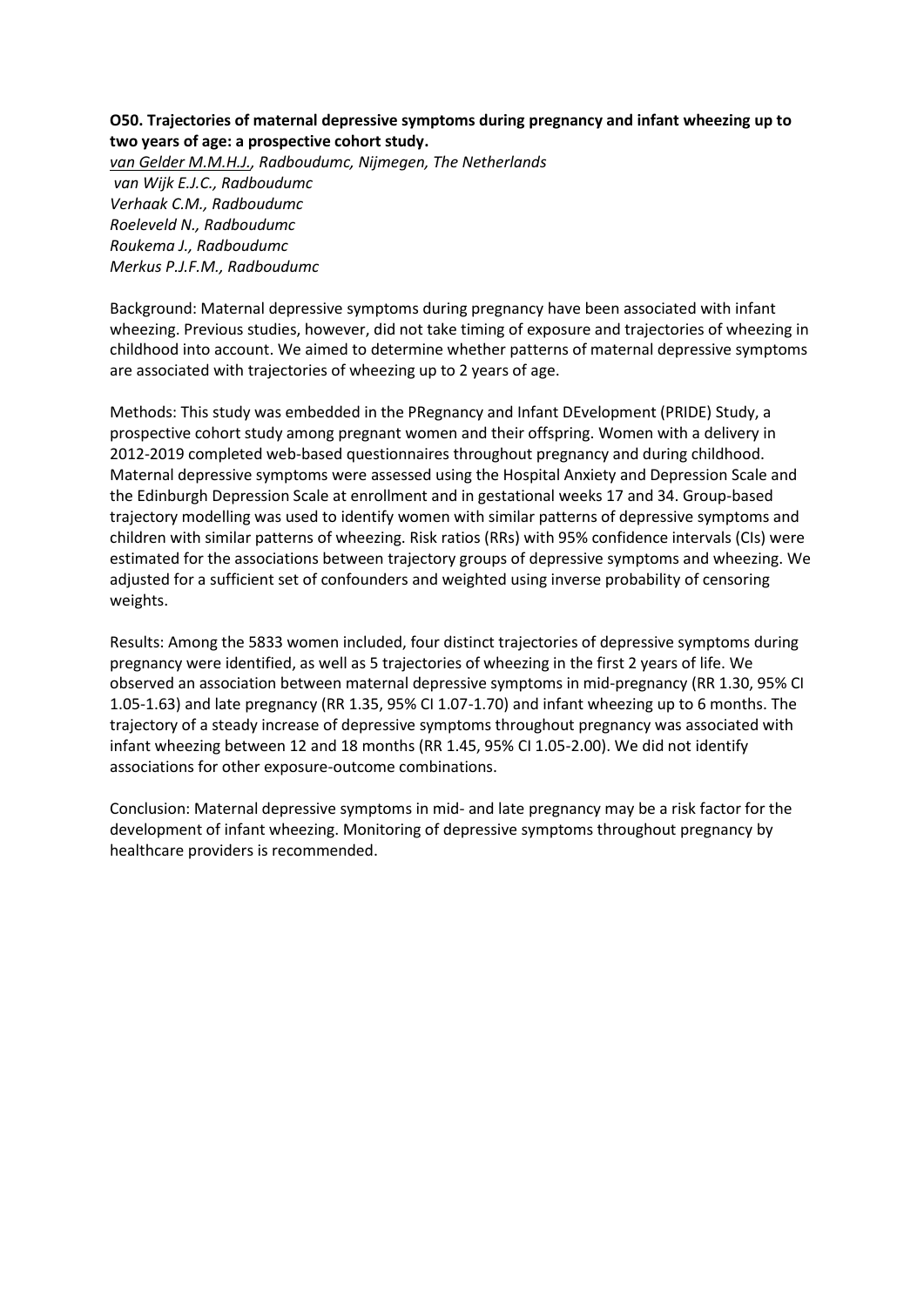**O50. Trajectories of maternal depressive symptoms during pregnancy and infant wheezing up to two years of age: a prospective cohort study.**

*<u>van Gelder M.M.H.J.</u>, Radboudumc, Nijmegen, The Netherlands*
*van Wijk E.J.C., Radboudumc*
*Verhaak C.M., Radboudumc*
*Roeleveld N., Radboudumc*
*Roukema J., Radboudumc*
*Merkus P.J.F.M., Radboudumc*

Background: Maternal depressive symptoms during pregnancy have been associated with infant wheezing. Previous studies, however, did not take timing of exposure and trajectories of wheezing in childhood into account. We aimed to determine whether patterns of maternal depressive symptoms are associated with trajectories of wheezing up to 2 years of age.

Methods: This study was embedded in the PRegnancy and Infant DEvelopment (PRIDE) Study, a prospective cohort study among pregnant women and their offspring. Women with a delivery in 2012-2019 completed web-based questionnaires throughout pregnancy and during childhood. Maternal depressive symptoms were assessed using the Hospital Anxiety and Depression Scale and the Edinburgh Depression Scale at enrollment and in gestational weeks 17 and 34. Group-based trajectory modelling was used to identify women with similar patterns of depressive symptoms and children with similar patterns of wheezing. Risk ratios (RRs) with 95% confidence intervals (CIs) were estimated for the associations between trajectory groups of depressive symptoms and wheezing. We adjusted for a sufficient set of confounders and weighted using inverse probability of censoring weights.

Results: Among the 5833 women included, four distinct trajectories of depressive symptoms during pregnancy were identified, as well as 5 trajectories of wheezing in the first 2 years of life. We observed an association between maternal depressive symptoms in mid-pregnancy (RR 1.30, 95% CI 1.05-1.63) and late pregnancy (RR 1.35, 95% CI 1.07-1.70) and infant wheezing up to 6 months. The trajectory of a steady increase of depressive symptoms throughout pregnancy was associated with infant wheezing between 12 and 18 months (RR 1.45, 95% CI 1.05-2.00). We did not identify associations for other exposure-outcome combinations.

Conclusion: Maternal depressive symptoms in mid- and late pregnancy may be a risk factor for the development of infant wheezing. Monitoring of depressive symptoms throughout pregnancy by healthcare providers is recommended.